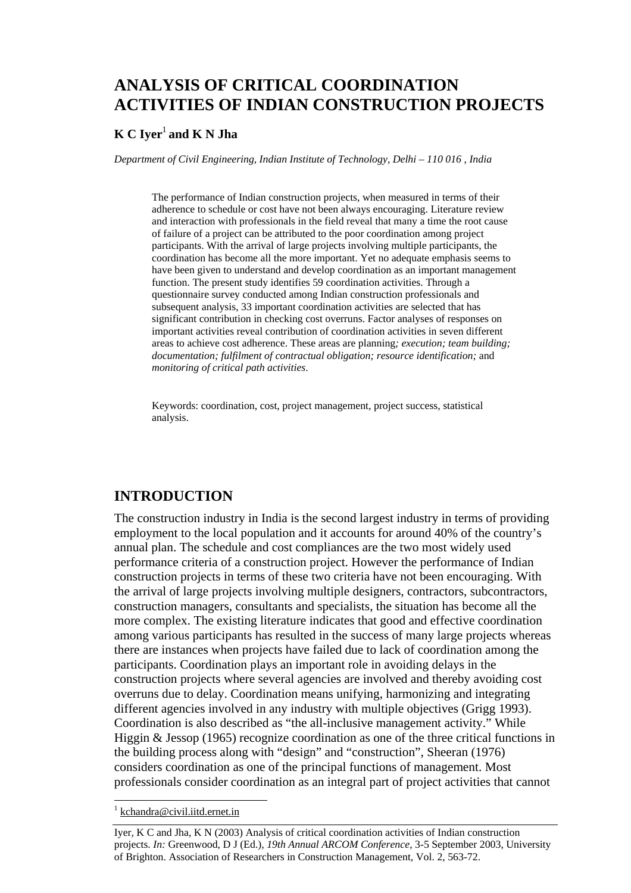# ANALYSIS OF CRITICAL COORDINATION ACTIVITIES OF INDIAN CONSTRUCTION PROJECTS

**K C Iyer[1] and K N Jha**

*Department of Civil Engineering, Indian Institute of Technology, Delhi – 110 016 , India*

The performance of Indian construction projects, when measured in terms of their adherence to schedule or cost have not been always encouraging. Literature review and interaction with professionals in the field reveal that many a time the root cause of failure of a project can be attributed to the poor coordination among project participants. With the arrival of large projects involving multiple participants, the coordination has become all the more important. Yet no adequate emphasis seems to have been given to understand and develop coordination as an important management function. The present study identifies 59 coordination activities. Through a questionnaire survey conducted among Indian construction professionals and subsequent analysis, 33 important coordination activities are selected that has significant contribution in checking cost overruns. Factor analyses of responses on important activities reveal contribution of coordination activities in seven different areas to achieve cost adherence. These areas are planning*; execution; team building; documentation; fulfilment of contractual obligation; resource identification;* and *monitoring of critical path activities*.

Keywords: coordination, cost, project management, project success, statistical analysis.

## INTRODUCTION

The construction industry in India is the second largest industry in terms of providing employment to the local population and it accounts for around 40% of the country's annual plan. The schedule and cost compliances are the two most widely used performance criteria of a construction project. However the performance of Indian construction projects in terms of these two criteria have not been encouraging. With the arrival of large projects involving multiple designers, contractors, subcontractors, construction managers, consultants and specialists, the situation has become all the more complex. The existing literature indicates that good and effective coordination among various participants has resulted in the success of many large projects whereas there are instances when projects have failed due to lack of coordination among the participants. Coordination plays an important role in avoiding delays in the construction projects where several agencies are involved and thereby avoiding cost overruns due to delay. Coordination means unifying, harmonizing and integrating different agencies involved in any industry with multiple objectives (Grigg 1993). Coordination is also described as "the all-inclusive management activity." While Higgin & Jessop (1965) recognize coordination as one of the three critical functions in the building process along with "design" and "construction", Sheeran (1976) considers coordination as one of the principal functions of management. Most professionals consider coordination as an integral part of project activities that cannot

[1] kchandra@civil.iitd.ernet.in

Iyer, K C and Jha, K N (2003) Analysis of critical coordination activities of Indian construction projects. *In:* Greenwood, D J (Ed.), *19th Annual ARCOM Conference*, 3-5 September 2003, University of Brighton. Association of Researchers in Construction Management, Vol. 2, 563-72.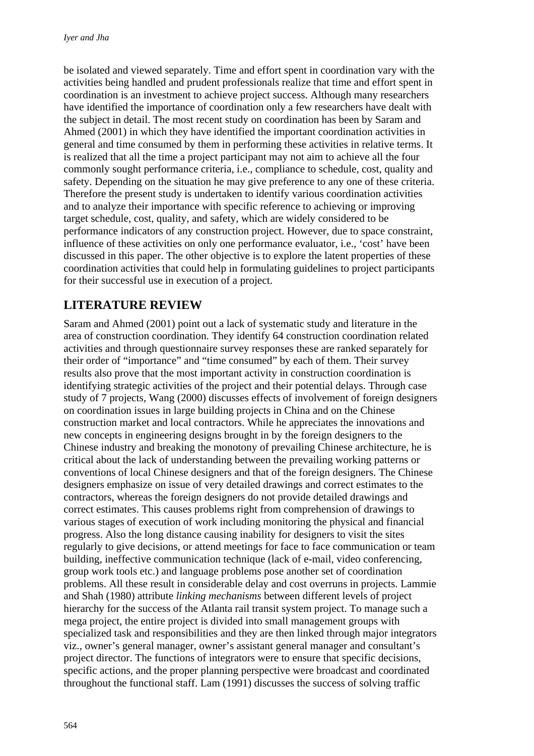be isolated and viewed separately. Time and effort spent in coordination vary with the activities being handled and prudent professionals realize that time and effort spent in coordination is an investment to achieve project success. Although many researchers have identified the importance of coordination only a few researchers have dealt with the subject in detail. The most recent study on coordination has been by Saram and Ahmed (2001) in which they have identified the important coordination activities in general and time consumed by them in performing these activities in relative terms. It is realized that all the time a project participant may not aim to achieve all the four commonly sought performance criteria, i.e., compliance to schedule, cost, quality and safety. Depending on the situation he may give preference to any one of these criteria. Therefore the present study is undertaken to identify various coordination activities and to analyze their importance with specific reference to achieving or improving target schedule, cost, quality, and safety, which are widely considered to be performance indicators of any construction project. However, due to space constraint, influence of these activities on only one performance evaluator, i.e., 'cost' have been discussed in this paper. The other objective is to explore the latent properties of these coordination activities that could help in formulating guidelines to project participants for their successful use in execution of a project.

## LITERATURE REVIEW

Saram and Ahmed (2001) point out a lack of systematic study and literature in the area of construction coordination. They identify 64 construction coordination related activities and through questionnaire survey responses these are ranked separately for their order of "importance" and "time consumed" by each of them. Their survey results also prove that the most important activity in construction coordination is identifying strategic activities of the project and their potential delays. Through case study of 7 projects, Wang (2000) discusses effects of involvement of foreign designers on coordination issues in large building projects in China and on the Chinese construction market and local contractors. While he appreciates the innovations and new concepts in engineering designs brought in by the foreign designers to the Chinese industry and breaking the monotony of prevailing Chinese architecture, he is critical about the lack of understanding between the prevailing working patterns or conventions of local Chinese designers and that of the foreign designers. The Chinese designers emphasize on issue of very detailed drawings and correct estimates to the contractors, whereas the foreign designers do not provide detailed drawings and correct estimates. This causes problems right from comprehension of drawings to various stages of execution of work including monitoring the physical and financial progress. Also the long distance causing inability for designers to visit the sites regularly to give decisions, or attend meetings for face to face communication or team building, ineffective communication technique (lack of e-mail, video conferencing, group work tools etc.) and language problems pose another set of coordination problems. All these result in considerable delay and cost overruns in projects. Lammie and Shah (1980) attribute *linking mechanisms* between different levels of project hierarchy for the success of the Atlanta rail transit system project. To manage such a mega project, the entire project is divided into small management groups with specialized task and responsibilities and they are then linked through major integrators viz., owner's general manager, owner's assistant general manager and consultant's project director. The functions of integrators were to ensure that specific decisions, specific actions, and the proper planning perspective were broadcast and coordinated throughout the functional staff. Lam (1991) discusses the success of solving traffic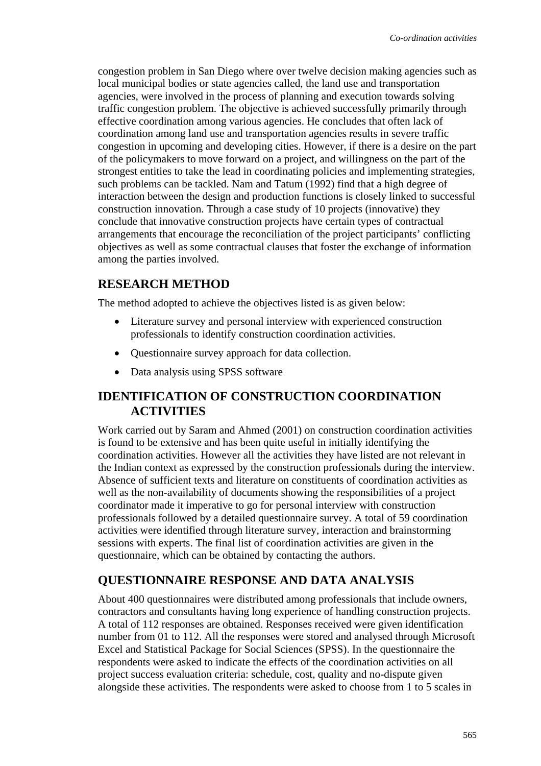congestion problem in San Diego where over twelve decision making agencies such as local municipal bodies or state agencies called, the land use and transportation agencies, were involved in the process of planning and execution towards solving traffic congestion problem. The objective is achieved successfully primarily through effective coordination among various agencies. He concludes that often lack of coordination among land use and transportation agencies results in severe traffic congestion in upcoming and developing cities. However, if there is a desire on the part of the policymakers to move forward on a project, and willingness on the part of the strongest entities to take the lead in coordinating policies and implementing strategies, such problems can be tackled. Nam and Tatum (1992) find that a high degree of interaction between the design and production functions is closely linked to successful construction innovation. Through a case study of 10 projects (innovative) they conclude that innovative construction projects have certain types of contractual arrangements that encourage the reconciliation of the project participants' conflicting objectives as well as some contractual clauses that foster the exchange of information among the parties involved.

## RESEARCH METHOD

The method adopted to achieve the objectives listed is as given below:

- Literature survey and personal interview with experienced construction professionals to identify construction coordination activities.
- Questionnaire survey approach for data collection.
- Data analysis using SPSS software

## IDENTIFICATION OF CONSTRUCTION COORDINATION ACTIVITIES

Work carried out by Saram and Ahmed (2001) on construction coordination activities is found to be extensive and has been quite useful in initially identifying the coordination activities. However all the activities they have listed are not relevant in the Indian context as expressed by the construction professionals during the interview. Absence of sufficient texts and literature on constituents of coordination activities as well as the non-availability of documents showing the responsibilities of a project coordinator made it imperative to go for personal interview with construction professionals followed by a detailed questionnaire survey. A total of 59 coordination activities were identified through literature survey, interaction and brainstorming sessions with experts. The final list of coordination activities are given in the questionnaire, which can be obtained by contacting the authors.

## QUESTIONNAIRE RESPONSE AND DATA ANALYSIS

About 400 questionnaires were distributed among professionals that include owners, contractors and consultants having long experience of handling construction projects. A total of 112 responses are obtained. Responses received were given identification number from 01 to 112. All the responses were stored and analysed through Microsoft Excel and Statistical Package for Social Sciences (SPSS). In the questionnaire the respondents were asked to indicate the effects of the coordination activities on all project success evaluation criteria: schedule, cost, quality and no-dispute given alongside these activities. The respondents were asked to choose from 1 to 5 scales in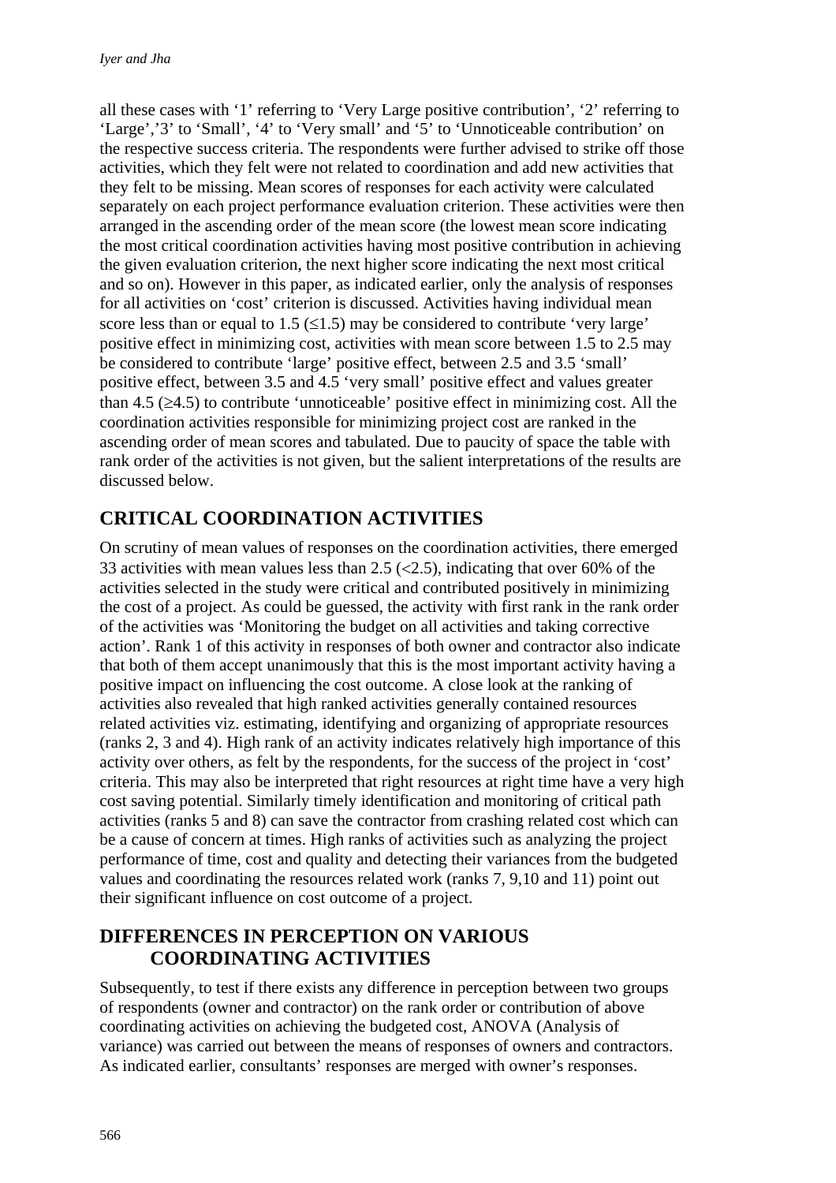all these cases with '1' referring to 'Very Large positive contribution', '2' referring to 'Large','3' to 'Small', '4' to 'Very small' and '5' to 'Unnoticeable contribution' on the respective success criteria. The respondents were further advised to strike off those activities, which they felt were not related to coordination and add new activities that they felt to be missing. Mean scores of responses for each activity were calculated separately on each project performance evaluation criterion. These activities were then arranged in the ascending order of the mean score (the lowest mean score indicating the most critical coordination activities having most positive contribution in achieving the given evaluation criterion, the next higher score indicating the next most critical and so on). However in this paper, as indicated earlier, only the analysis of responses for all activities on 'cost' criterion is discussed. Activities having individual mean score less than or equal to 1.5 ($\leq 1.5$) may be considered to contribute 'very large' positive effect in minimizing cost, activities with mean score between 1.5 to 2.5 may be considered to contribute 'large' positive effect, between 2.5 and 3.5 'small' positive effect, between 3.5 and 4.5 'very small' positive effect and values greater than 4.5 ($\geq 4.5$) to contribute 'unnoticeable' positive effect in minimizing cost. All the coordination activities responsible for minimizing project cost are ranked in the ascending order of mean scores and tabulated. Due to paucity of space the table with rank order of the activities is not given, but the salient interpretations of the results are discussed below.

## CRITICAL COORDINATION ACTIVITIES

On scrutiny of mean values of responses on the coordination activities, there emerged 33 activities with mean values less than 2.5 ($<2.5$), indicating that over 60% of the activities selected in the study were critical and contributed positively in minimizing the cost of a project. As could be guessed, the activity with first rank in the rank order of the activities was 'Monitoring the budget on all activities and taking corrective action'. Rank 1 of this activity in responses of both owner and contractor also indicate that both of them accept unanimously that this is the most important activity having a positive impact on influencing the cost outcome. A close look at the ranking of activities also revealed that high ranked activities generally contained resources related activities viz. estimating, identifying and organizing of appropriate resources (ranks 2, 3 and 4). High rank of an activity indicates relatively high importance of this activity over others, as felt by the respondents, for the success of the project in 'cost' criteria. This may also be interpreted that right resources at right time have a very high cost saving potential. Similarly timely identification and monitoring of critical path activities (ranks 5 and 8) can save the contractor from crashing related cost which can be a cause of concern at times. High ranks of activities such as analyzing the project performance of time, cost and quality and detecting their variances from the budgeted values and coordinating the resources related work (ranks 7, 9,10 and 11) point out their significant influence on cost outcome of a project.

## DIFFERENCES IN PERCEPTION ON VARIOUS COORDINATING ACTIVITIES

Subsequently, to test if there exists any difference in perception between two groups of respondents (owner and contractor) on the rank order or contribution of above coordinating activities on achieving the budgeted cost, ANOVA (Analysis of variance) was carried out between the means of responses of owners and contractors. As indicated earlier, consultants' responses are merged with owner's responses.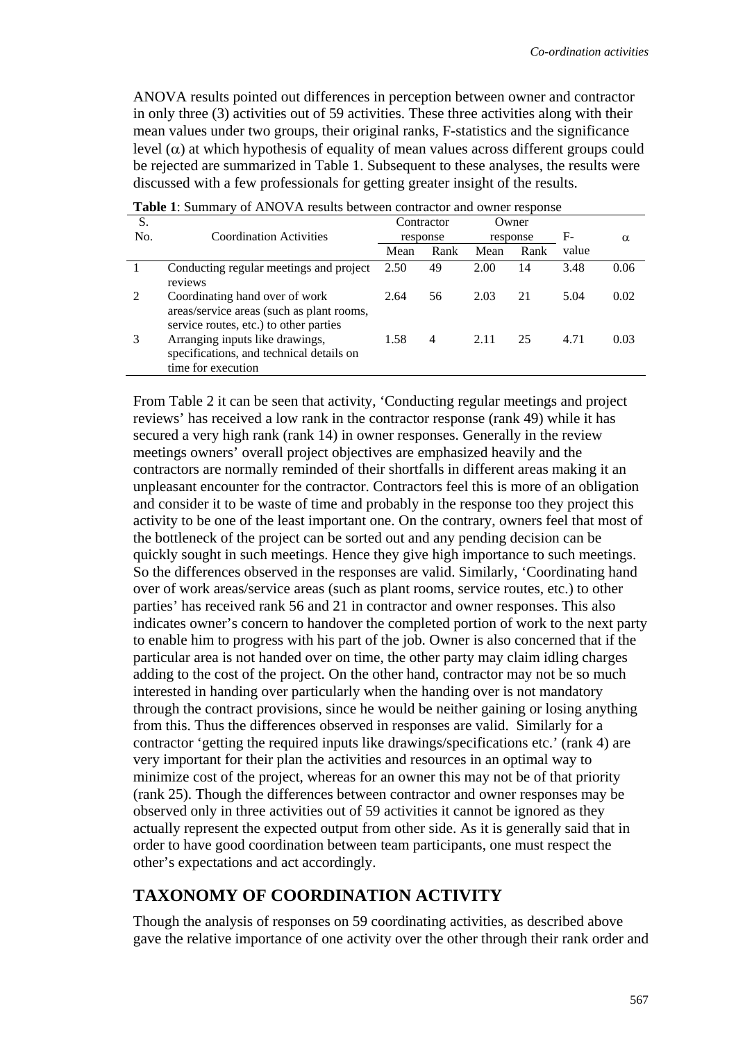ANOVA results pointed out differences in perception between owner and contractor in only three (3) activities out of 59 activities. These three activities along with their mean values under two groups, their original ranks, F-statistics and the significance level ($\alpha$) at which hypothesis of equality of mean values across different groups could be rejected are summarized in Table 1. Subsequent to these analyses, the results were discussed with a few professionals for getting greater insight of the results.

**Table 1**: Summary of ANOVA results between contractor and owner response

| S. No. | Coordination Activities | Contractor response | | Owner response | | F-value | $\alpha$ |
|---|---|---|---|---|---|---|---|
| | | Mean | Rank | Mean | Rank | | |
| 1 | Conducting regular meetings and project reviews | 2.50 | 49 | 2.00 | 14 | 3.48 | 0.06 |
| 2 | Coordinating hand over of work areas/service areas (such as plant rooms, service routes, etc.) to other parties | 2.64 | 56 | 2.03 | 21 | 5.04 | 0.02 |
| 3 | Arranging inputs like drawings, specifications, and technical details on time for execution | 1.58 | 4 | 2.11 | 25 | 4.71 | 0.03 |

From Table 2 it can be seen that activity, 'Conducting regular meetings and project reviews' has received a low rank in the contractor response (rank 49) while it has secured a very high rank (rank 14) in owner responses. Generally in the review meetings owners' overall project objectives are emphasized heavily and the contractors are normally reminded of their shortfalls in different areas making it an unpleasant encounter for the contractor. Contractors feel this is more of an obligation and consider it to be waste of time and probably in the response too they project this activity to be one of the least important one. On the contrary, owners feel that most of the bottleneck of the project can be sorted out and any pending decision can be quickly sought in such meetings. Hence they give high importance to such meetings. So the differences observed in the responses are valid. Similarly, 'Coordinating hand over of work areas/service areas (such as plant rooms, service routes, etc.) to other parties' has received rank 56 and 21 in contractor and owner responses. This also indicates owner's concern to handover the completed portion of work to the next party to enable him to progress with his part of the job. Owner is also concerned that if the particular area is not handed over on time, the other party may claim idling charges adding to the cost of the project. On the other hand, contractor may not be so much interested in handing over particularly when the handing over is not mandatory through the contract provisions, since he would be neither gaining or losing anything from this. Thus the differences observed in responses are valid. Similarly for a contractor 'getting the required inputs like drawings/specifications etc.' (rank 4) are very important for their plan the activities and resources in an optimal way to minimize cost of the project, whereas for an owner this may not be of that priority (rank 25). Though the differences between contractor and owner responses may be observed only in three activities out of 59 activities it cannot be ignored as they actually represent the expected output from other side. As it is generally said that in order to have good coordination between team participants, one must respect the other's expectations and act accordingly.

## TAXONOMY OF COORDINATION ACTIVITY

Though the analysis of responses on 59 coordinating activities, as described above gave the relative importance of one activity over the other through their rank order and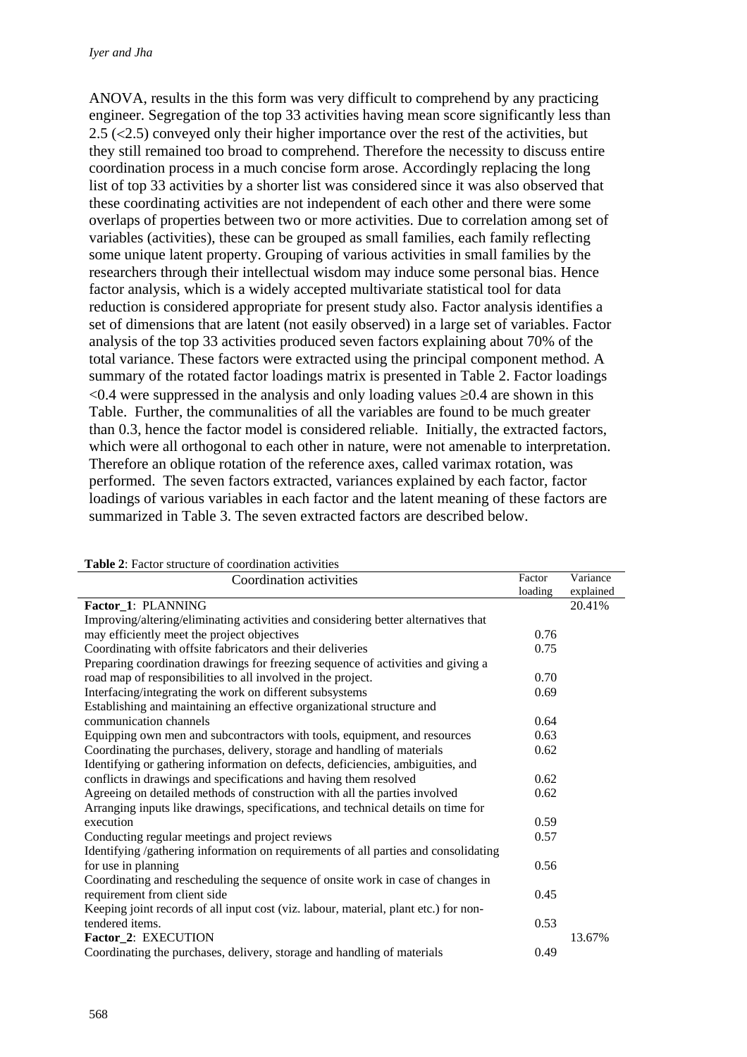ANOVA, results in the this form was very difficult to comprehend by any practicing engineer. Segregation of the top 33 activities having mean score significantly less than 2.5 (<2.5) conveyed only their higher importance over the rest of the activities, but they still remained too broad to comprehend. Therefore the necessity to discuss entire coordination process in a much concise form arose. Accordingly replacing the long list of top 33 activities by a shorter list was considered since it was also observed that these coordinating activities are not independent of each other and there were some overlaps of properties between two or more activities. Due to correlation among set of variables (activities), these can be grouped as small families, each family reflecting some unique latent property. Grouping of various activities in small families by the researchers through their intellectual wisdom may induce some personal bias. Hence factor analysis, which is a widely accepted multivariate statistical tool for data reduction is considered appropriate for present study also. Factor analysis identifies a set of dimensions that are latent (not easily observed) in a large set of variables. Factor analysis of the top 33 activities produced seven factors explaining about 70% of the total variance. These factors were extracted using the principal component method. A summary of the rotated factor loadings matrix is presented in Table 2. Factor loadings <0.4 were suppressed in the analysis and only loading values ≥0.4 are shown in this Table. Further, the communalities of all the variables are found to be much greater than 0.3, hence the factor model is considered reliable. Initially, the extracted factors, which were all orthogonal to each other in nature, were not amenable to interpretation. Therefore an oblique rotation of the reference axes, called varimax rotation, was performed. The seven factors extracted, variances explained by each factor, factor loadings of various variables in each factor and the latent meaning of these factors are summarized in Table 3. The seven extracted factors are described below.

**Table 2**: Factor structure of coordination activities

| Coordination activities | Factor loading | Variance explained |
|---|---|---|
| **Factor_1**: PLANNING | | 20.41% |
| Improving/altering/eliminating activities and considering better alternatives that may efficiently meet the project objectives | 0.76 | |
| Coordinating with offsite fabricators and their deliveries | 0.75 | |
| Preparing coordination drawings for freezing sequence of activities and giving a road map of responsibilities to all involved in the project. | 0.70 | |
| Interfacing/integrating the work on different subsystems | 0.69 | |
| Establishing and maintaining an effective organizational structure and communication channels | 0.64 | |
| Equipping own men and subcontractors with tools, equipment, and resources | 0.63 | |
| Coordinating the purchases, delivery, storage and handling of materials | 0.62 | |
| Identifying or gathering information on defects, deficiencies, ambiguities, and conflicts in drawings and specifications and having them resolved | 0.62 | |
| Agreeing on detailed methods of construction with all the parties involved | 0.62 | |
| Arranging inputs like drawings, specifications, and technical details on time for execution | 0.59 | |
| Conducting regular meetings and project reviews | 0.57 | |
| Identifying /gathering information on requirements of all parties and consolidating for use in planning | 0.56 | |
| Coordinating and rescheduling the sequence of onsite work in case of changes in requirement from client side | 0.45 | |
| Keeping joint records of all input cost (viz. labour, material, plant etc.) for non-tendered items. | 0.53 | |
| **Factor_2**: EXECUTION | | 13.67% |
| Coordinating the purchases, delivery, storage and handling of materials | 0.49 | |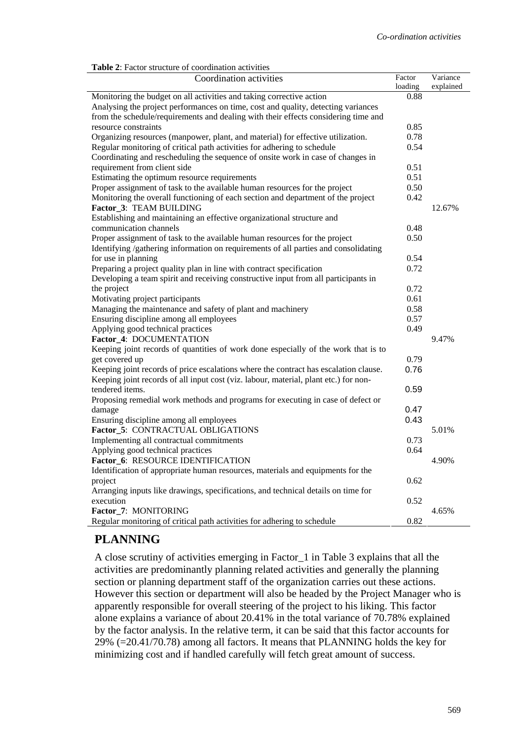**Table 2**: Factor structure of coordination activities

| Coordination activities | Factor loading | Variance explained |
|---|---|---|
| Monitoring the budget on all activities and taking corrective action | 0.88 | |
| Analysing the project performances on time, cost and quality, detecting variances from the schedule/requirements and dealing with their effects considering time and resource constraints | 0.85 | |
| Organizing resources (manpower, plant, and material) for effective utilization. | 0.78 | |
| Regular monitoring of critical path activities for adhering to schedule | 0.54 | |
| Coordinating and rescheduling the sequence of onsite work in case of changes in requirement from client side | 0.51 | |
| Estimating the optimum resource requirements | 0.51 | |
| Proper assignment of task to the available human resources for the project | 0.50 | |
| Monitoring the overall functioning of each section and department of the project | 0.42 | |
| **Factor_3**: **TEAM BUILDING** | | 12.67% |
| Establishing and maintaining an effective organizational structure and communication channels | 0.48 | |
| Proper assignment of task to the available human resources for the project | 0.50 | |
| Identifying /gathering information on requirements of all parties and consolidating for use in planning | 0.54 | |
| Preparing a project quality plan in line with contract specification | 0.72 | |
| Developing a team spirit and receiving constructive input from all participants in the project | 0.72 | |
| Motivating project participants | 0.61 | |
| Managing the maintenance and safety of plant and machinery | 0.58 | |
| Ensuring discipline among all employees | 0.57 | |
| Applying good technical practices | 0.49 | |
| **Factor_4**: **DOCUMENTATION** | | 9.47% |
| Keeping joint records of quantities of work done especially of the work that is to get covered up | 0.79 | |
| Keeping joint records of price escalations where the contract has escalation clause. | 0.76 | |
| Keeping joint records of all input cost (viz. labour, material, plant etc.) for non-tendered items. | 0.59 | |
| Proposing remedial work methods and programs for executing in case of defect or damage | 0.47 | |
| Ensuring discipline among all employees | 0.43 | |
| **Factor_5**: **CONTRACTUAL OBLIGATIONS** | | 5.01% |
| Implementing all contractual commitments | 0.73 | |
| Applying good technical practices | 0.64 | |
| **Factor_6**: **RESOURCE IDENTIFICATION** | | 4.90% |
| Identification of appropriate human resources, materials and equipments for the project | 0.62 | |
| Arranging inputs like drawings, specifications, and technical details on time for execution | 0.52 | |
| **Factor_7**: **MONITORING** | | 4.65% |
| Regular monitoring of critical path activities for adhering to schedule | 0.82 | |

## PLANNING

A close scrutiny of activities emerging in Factor_1 in Table 3 explains that all the activities are predominantly planning related activities and generally the planning section or planning department staff of the organization carries out these actions. However this section or department will also be headed by the Project Manager who is apparently responsible for overall steering of the project to his liking. This factor alone explains a variance of about 20.41% in the total variance of 70.78% explained by the factor analysis. In the relative term, it can be said that this factor accounts for 29% (=20.41/70.78) among all factors. It means that PLANNING holds the key for minimizing cost and if handled carefully will fetch great amount of success.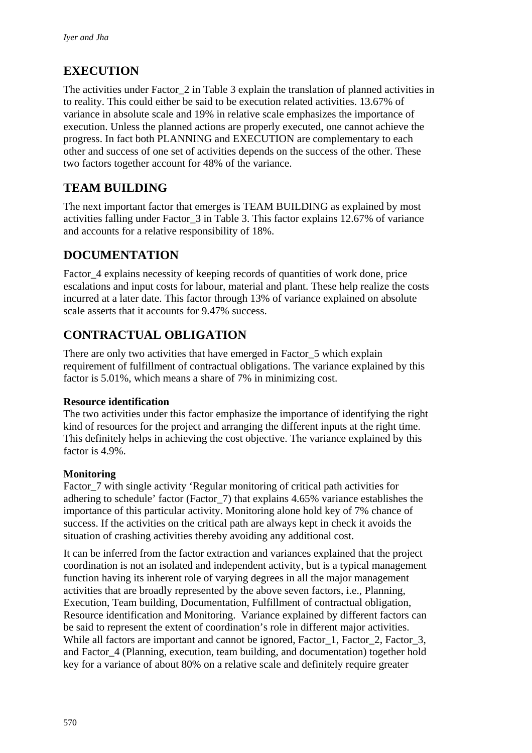## EXECUTION

The activities under Factor_2 in Table 3 explain the translation of planned activities in to reality. This could either be said to be execution related activities. 13.67% of variance in absolute scale and 19% in relative scale emphasizes the importance of execution. Unless the planned actions are properly executed, one cannot achieve the progress. In fact both PLANNING and EXECUTION are complementary to each other and success of one set of activities depends on the success of the other. These two factors together account for 48% of the variance.

## TEAM BUILDING

The next important factor that emerges is TEAM BUILDING as explained by most activities falling under Factor_3 in Table 3. This factor explains 12.67% of variance and accounts for a relative responsibility of 18%.

## DOCUMENTATION

Factor_4 explains necessity of keeping records of quantities of work done, price escalations and input costs for labour, material and plant. These help realize the costs incurred at a later date. This factor through 13% of variance explained on absolute scale asserts that it accounts for 9.47% success.

## CONTRACTUAL OBLIGATION

There are only two activities that have emerged in Factor_5 which explain requirement of fulfillment of contractual obligations. The variance explained by this factor is 5.01%, which means a share of 7% in minimizing cost.

**Resource identification**

The two activities under this factor emphasize the importance of identifying the right kind of resources for the project and arranging the different inputs at the right time. This definitely helps in achieving the cost objective. The variance explained by this factor is 4.9%.

**Monitoring**

Factor_7 with single activity 'Regular monitoring of critical path activities for adhering to schedule' factor (Factor_7) that explains 4.65% variance establishes the importance of this particular activity. Monitoring alone hold key of 7% chance of success. If the activities on the critical path are always kept in check it avoids the situation of crashing activities thereby avoiding any additional cost.

It can be inferred from the factor extraction and variances explained that the project coordination is not an isolated and independent activity, but is a typical management function having its inherent role of varying degrees in all the major management activities that are broadly represented by the above seven factors, i.e., Planning, Execution, Team building, Documentation, Fulfillment of contractual obligation, Resource identification and Monitoring. Variance explained by different factors can be said to represent the extent of coordination's role in different major activities. While all factors are important and cannot be ignored, Factor_1, Factor_2, Factor_3, and Factor_4 (Planning, execution, team building, and documentation) together hold key for a variance of about 80% on a relative scale and definitely require greater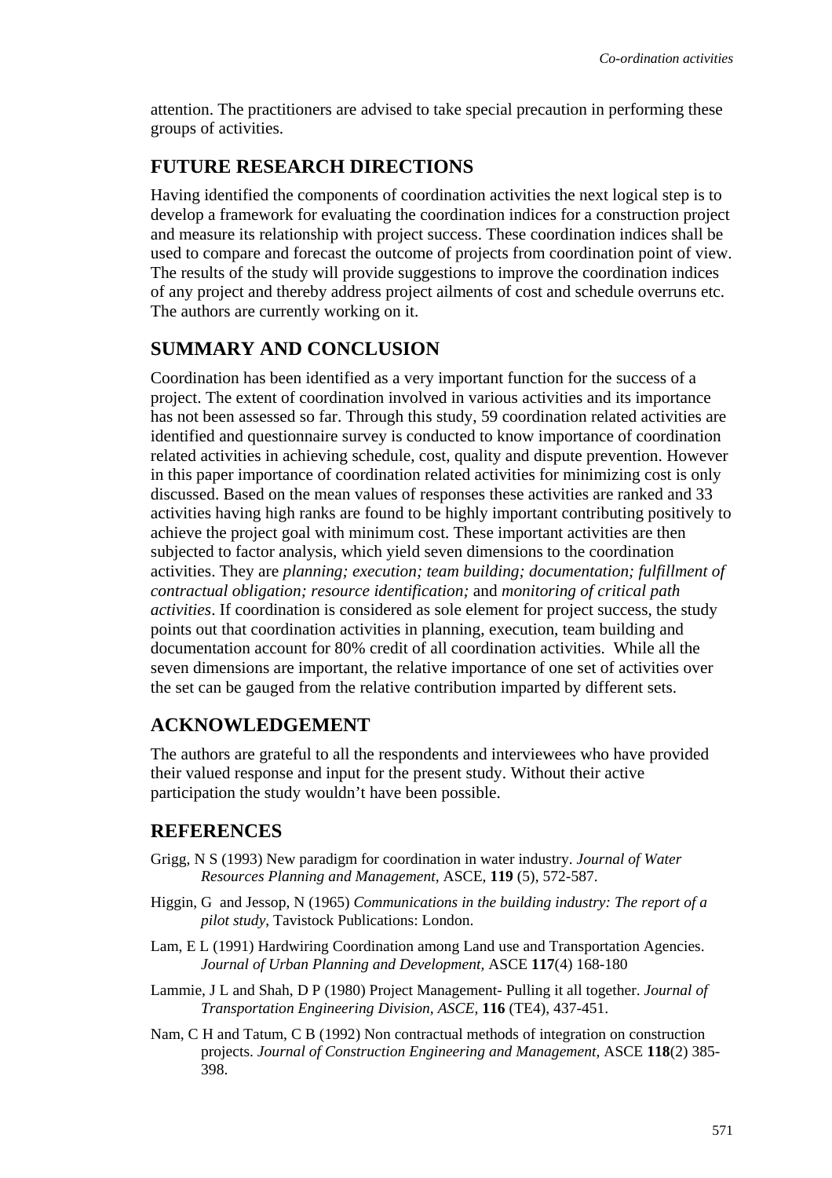attention. The practitioners are advised to take special precaution in performing these groups of activities.

## FUTURE RESEARCH DIRECTIONS

Having identified the components of coordination activities the next logical step is to develop a framework for evaluating the coordination indices for a construction project and measure its relationship with project success. These coordination indices shall be used to compare and forecast the outcome of projects from coordination point of view. The results of the study will provide suggestions to improve the coordination indices of any project and thereby address project ailments of cost and schedule overruns etc. The authors are currently working on it.

## SUMMARY AND CONCLUSION

Coordination has been identified as a very important function for the success of a project. The extent of coordination involved in various activities and its importance has not been assessed so far. Through this study, 59 coordination related activities are identified and questionnaire survey is conducted to know importance of coordination related activities in achieving schedule, cost, quality and dispute prevention. However in this paper importance of coordination related activities for minimizing cost is only discussed. Based on the mean values of responses these activities are ranked and 33 activities having high ranks are found to be highly important contributing positively to achieve the project goal with minimum cost. These important activities are then subjected to factor analysis, which yield seven dimensions to the coordination activities. They are *planning; execution; team building; documentation; fulfillment of contractual obligation; resource identification;* and *monitoring of critical path activities*. If coordination is considered as sole element for project success, the study points out that coordination activities in planning, execution, team building and documentation account for 80% credit of all coordination activities. While all the seven dimensions are important, the relative importance of one set of activities over the set can be gauged from the relative contribution imparted by different sets.

## ACKNOWLEDGEMENT

The authors are grateful to all the respondents and interviewees who have provided their valued response and input for the present study. Without their active participation the study wouldn't have been possible.

## REFERENCES

Grigg, N S (1993) New paradigm for coordination in water industry. *Journal of Water Resources Planning and Management*, ASCE, **119** (5), 572-587.

Higgin, G and Jessop, N (1965) *Communications in the building industry: The report of a pilot study*, Tavistock Publications: London.

Lam, E L (1991) Hardwiring Coordination among Land use and Transportation Agencies. *Journal of Urban Planning and Development*, ASCE **117**(4) 168-180

Lammie, J L and Shah, D P (1980) Project Management- Pulling it all together. *Journal of Transportation Engineering Division, ASCE,* **116** (TE4), 437-451.

Nam, C H and Tatum, C B (1992) Non contractual methods of integration on construction projects. *Journal of Construction Engineering and Management,* ASCE **118**(2) 385-398.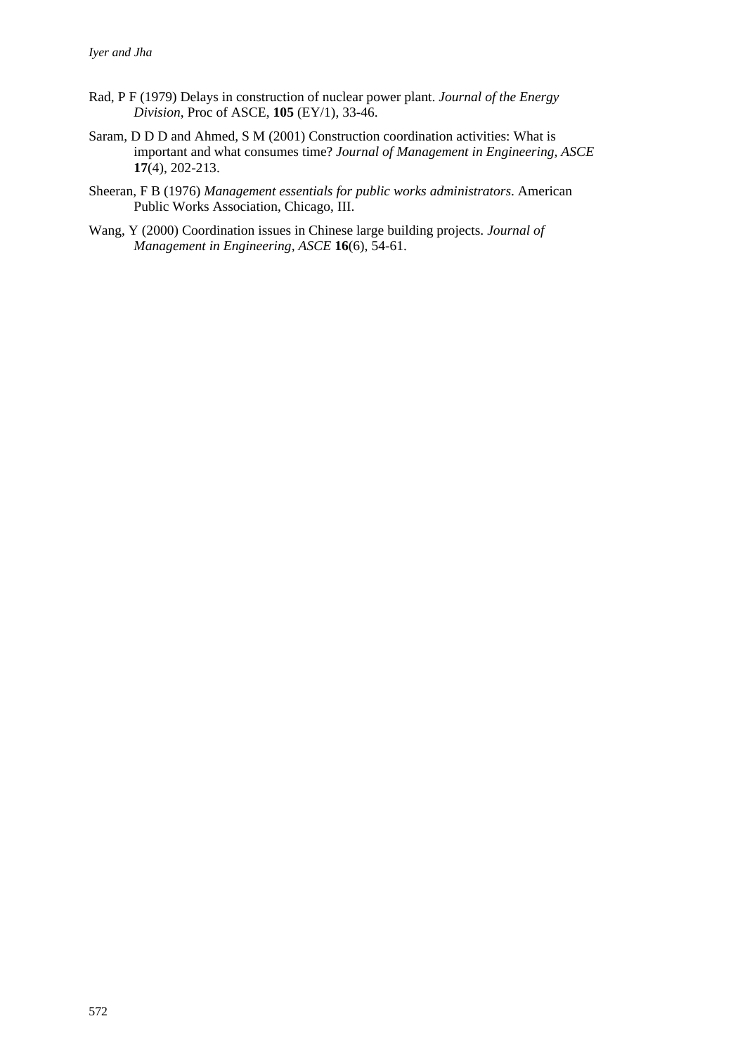Rad, P F (1979) Delays in construction of nuclear power plant. *Journal of the Energy Division*, Proc of ASCE, **105** (EY/1), 33-46.

Saram, D D D and Ahmed, S M (2001) Construction coordination activities: What is important and what consumes time? *Journal of Management in Engineering, ASCE* **17**(4), 202-213.

Sheeran, F B (1976) *Management essentials for public works administrators*. American Public Works Association, Chicago, III.

Wang, Y (2000) Coordination issues in Chinese large building projects. *Journal of Management in Engineering, ASCE* **16**(6), 54-61.